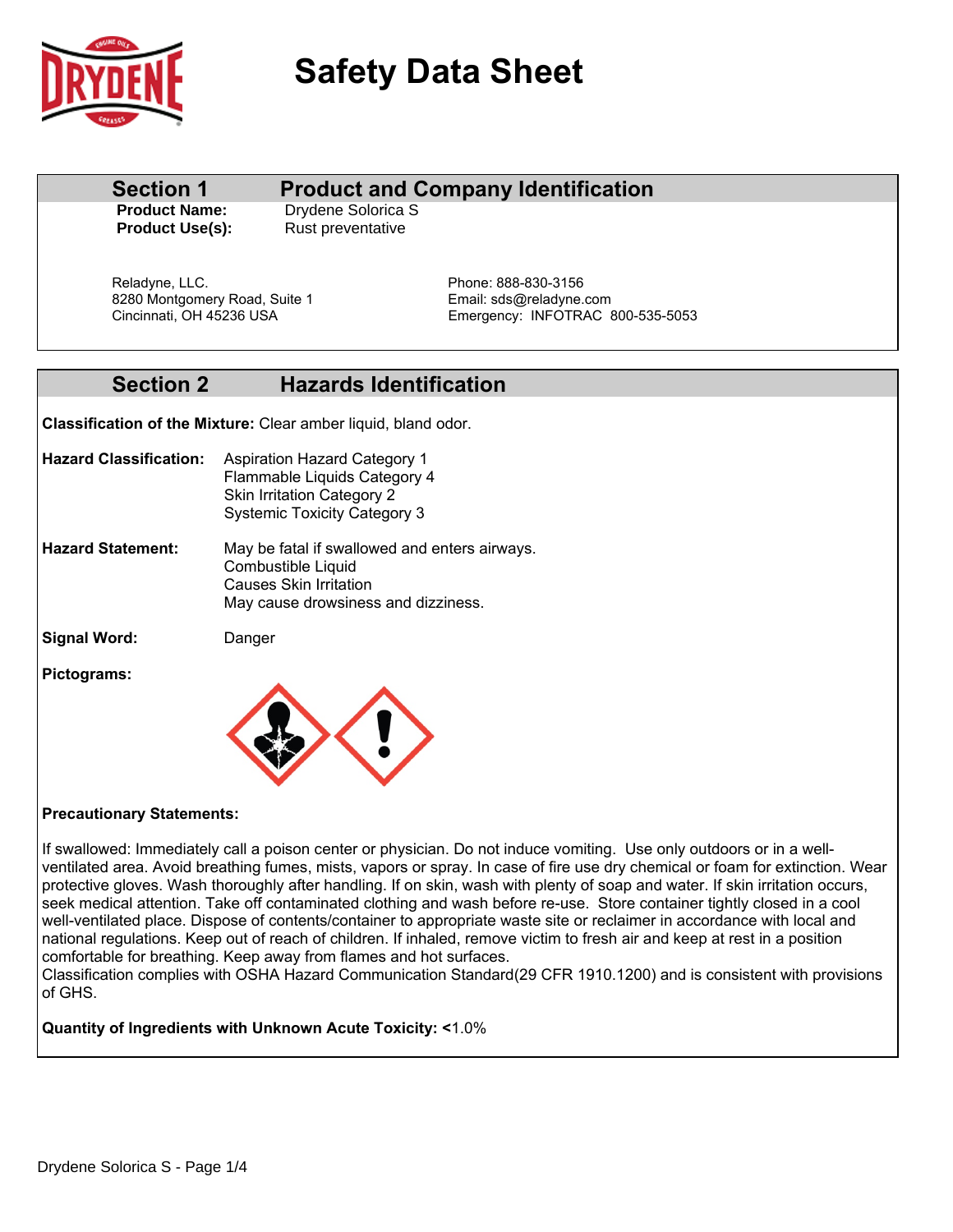# Safety Data Sheet

## Section 1 Product and Company Identification

**Product Name:** Drydene Solorica S
**Product Use(s):** Rust preventative

Reladyne, LLC.
8280 Montgomery Road, Suite 1
Cincinnati, OH 45236 USA

Phone: 888-830-3156
Email: sds@reladyne.com
Emergency: INFOTRAC 800-535-5053

## Section 2 Hazards Identification

**Classification of the Mixture:** Clear amber liquid, bland odor.

**Hazard Classification:**
Aspiration Hazard Category 1
Flammable Liquids Category 4
Skin Irritation Category 2
Systemic Toxicity Category 3

**Hazard Statement:**
May be fatal if swallowed and enters airways.
Combustible Liquid
Causes Skin Irritation
May cause drowsiness and dizziness.

**Signal Word:** Danger

**Pictograms:**

**Precautionary Statements:**

If swallowed: Immediately call a poison center or physician. Do not induce vomiting. Use only outdoors or in a well-ventilated area. Avoid breathing fumes, mists, vapors or spray. In case of fire use dry chemical or foam for extinction. Wear protective gloves. Wash thoroughly after handling. If on skin, wash with plenty of soap and water. If skin irritation occurs, seek medical attention. Take off contaminated clothing and wash before re-use. Store container tightly closed in a cool well-ventilated place. Dispose of contents/container to appropriate waste site or reclaimer in accordance with local and national regulations. Keep out of reach of children. If inhaled, remove victim to fresh air and keep at rest in a position comfortable for breathing. Keep away from flames and hot surfaces.
Classification complies with OSHA Hazard Communication Standard(29 CFR 1910.1200) and is consistent with provisions of GHS.

**Quantity of Ingredients with Unknown Acute Toxicity: <**1.0%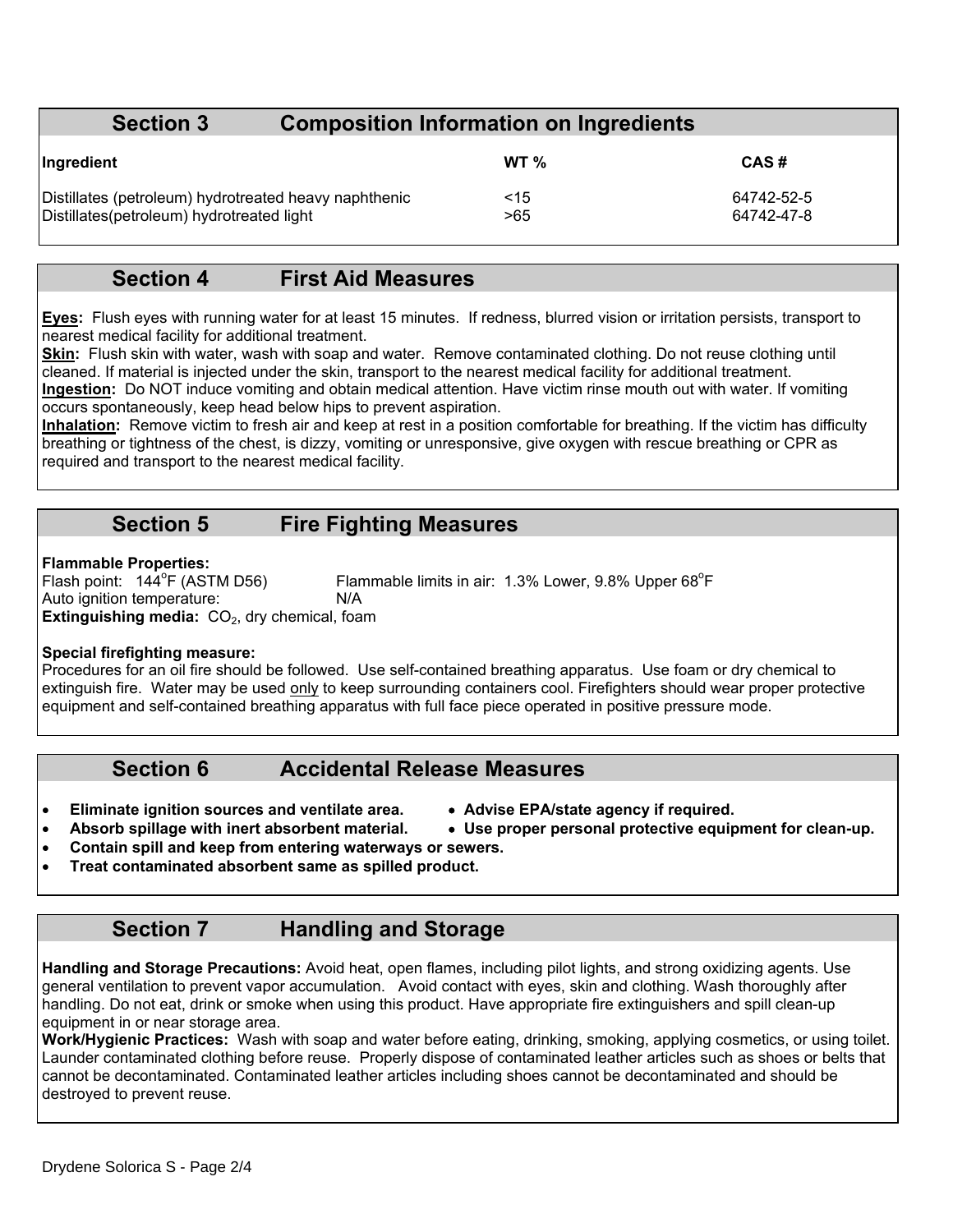## Section 3 Composition Information on Ingredients

| Ingredient | WT % | CAS # |
|---|---|---|
| Distillates (petroleum) hydrotreated heavy naphthenic | <15 | 64742-52-5 |
| Distillates(petroleum) hydrotreated light | >65 | 64742-47-8 |

## Section 4 First Aid Measures

**Eyes:** Flush eyes with running water for at least 15 minutes. If redness, blurred vision or irritation persists, transport to nearest medical facility for additional treatment.
**Skin:** Flush skin with water, wash with soap and water. Remove contaminated clothing. Do not reuse clothing until cleaned. If material is injected under the skin, transport to the nearest medical facility for additional treatment.
**Ingestion:** Do NOT induce vomiting and obtain medical attention. Have victim rinse mouth out with water. If vomiting occurs spontaneously, keep head below hips to prevent aspiration.
**Inhalation:** Remove victim to fresh air and keep at rest in a position comfortable for breathing. If the victim has difficulty breathing or tightness of the chest, is dizzy, vomiting or unresponsive, give oxygen with rescue breathing or CPR as required and transport to the nearest medical facility.

## Section 5 Fire Fighting Measures

**Flammable Properties:**
Flash point: 144$^{o}$F (ASTM D56) Flammable limits in air: 1.3% Lower, 9.8% Upper 68$^{o}$F
Auto ignition temperature: N/A
**Extinguishing media:** $CO_2$, dry chemical, foam

**Special firefighting measure:**
Procedures for an oil fire should be followed. Use self-contained breathing apparatus. Use foam or dry chemical to extinguish fire. Water may be used only to keep surrounding containers cool. Firefighters should wear proper protective equipment and self-contained breathing apparatus with full face piece operated in positive pressure mode.

## Section 6 Accidental Release Measures

- **Eliminate ignition sources and ventilate area.**
- **Advise EPA/state agency if required.**
- **Absorb spillage with inert absorbent material.**
- **Use proper personal protective equipment for clean-up.**
- **Contain spill and keep from entering waterways or sewers.**
- **Treat contaminated absorbent same as spilled product.**

## Section 7 Handling and Storage

**Handling and Storage Precautions:** Avoid heat, open flames, including pilot lights, and strong oxidizing agents. Use general ventilation to prevent vapor accumulation. Avoid contact with eyes, skin and clothing. Wash thoroughly after handling. Do not eat, drink or smoke when using this product. Have appropriate fire extinguishers and spill clean-up equipment in or near storage area.
**Work/Hygienic Practices:** Wash with soap and water before eating, drinking, smoking, applying cosmetics, or using toilet. Launder contaminated clothing before reuse. Properly dispose of contaminated leather articles such as shoes or belts that cannot be decontaminated. Contaminated leather articles including shoes cannot be decontaminated and should be destroyed to prevent reuse.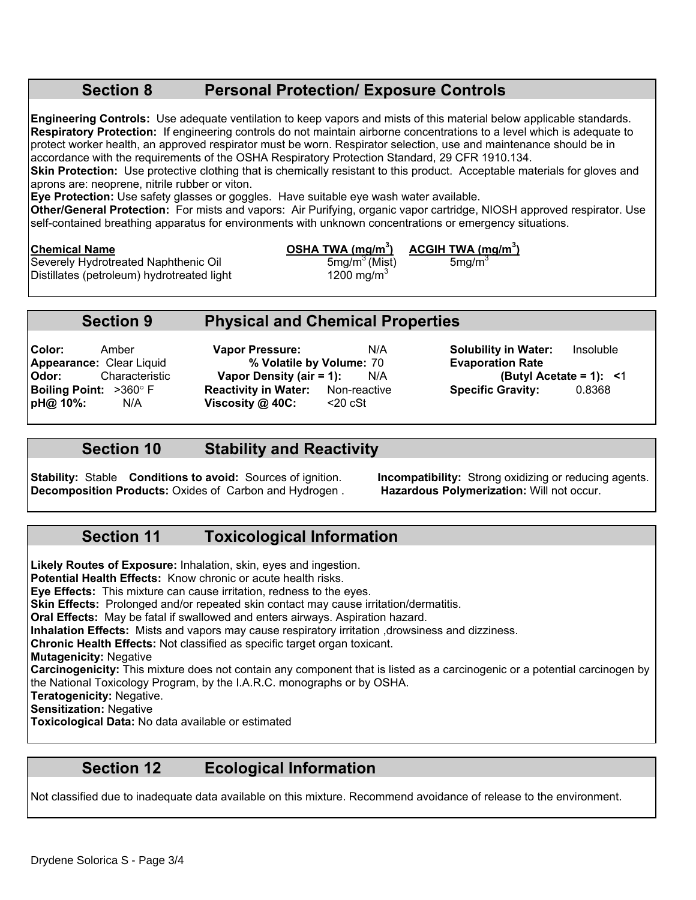## Section 8 Personal Protection/ Exposure Controls

**Engineering Controls:** Use adequate ventilation to keep vapors and mists of this material below applicable standards.
**Respiratory Protection:** If engineering controls do not maintain airborne concentrations to a level which is adequate to protect worker health, an approved respirator must be worn. Respirator selection, use and maintenance should be in accordance with the requirements of the OSHA Respiratory Protection Standard, 29 CFR 1910.134.
**Skin Protection:** Use protective clothing that is chemically resistant to this product. Acceptable materials for gloves and aprons are: neoprene, nitrile rubber or viton.
**Eye Protection:** Use safety glasses or goggles. Have suitable eye wash water available.
**Other/General Protection:** For mists and vapors: Air Purifying, organic vapor cartridge, NIOSH approved respirator. Use self-contained breathing apparatus for environments with unknown concentrations or emergency situations.

| Chemical Name | OSHA TWA (mg/m$^3$) | ACGIH TWA (mg/m$^3$) |
|---|---|---|
| Severely Hydrotreated Naphthenic Oil | 5mg/m$^3$ (Mist) | 5mg/m$^3$ |
| Distillates (petroleum) hydrotreated light | 1200 mg/m$^3$ | |

## Section 9 Physical and Chemical Properties

**Color:** Amber
**Appearance:** Clear Liquid
**Odor:** Characteristic
**Boiling Point:** >360° F
**pH@ 10%:** N/A

**Vapor Pressure:** N/A
**% Volatile by Volume:** 70
**Vapor Density (air = 1):** N/A
**Reactivity in Water:** Non-reactive
**Viscosity @ 40C:** <20 cSt

**Solubility in Water:** Insoluble
**Evaporation Rate (Butyl Acetate = 1):** <1
**Specific Gravity:** 0.8368

## Section 10 Stability and Reactivity

**Stability:** Stable **Conditions to avoid:** Sources of ignition.
**Incompatibility:** Strong oxidizing or reducing agents.
**Decomposition Products:** Oxides of Carbon and Hydrogen .
**Hazardous Polymerization:** Will not occur.

## Section 11 Toxicological Information

**Likely Routes of Exposure:** Inhalation, skin, eyes and ingestion.
**Potential Health Effects:** Know chronic or acute health risks.
**Eye Effects:** This mixture can cause irritation, redness to the eyes.
**Skin Effects:** Prolonged and/or repeated skin contact may cause irritation/dermatitis.
**Oral Effects:** May be fatal if swallowed and enters airways. Aspiration hazard.
**Inhalation Effects:** Mists and vapors may cause respiratory irritation ,drowsiness and dizziness.
**Chronic Health Effects:** Not classified as specific target organ toxicant.
**Mutagenicity:** Negative
**Carcinogenicity:** This mixture does not contain any component that is listed as a carcinogenic or a potential carcinogen by the National Toxicology Program, by the I.A.R.C. monographs or by OSHA.
**Teratogenicity:** Negative.
**Sensitization:** Negative
**Toxicological Data:** No data available or estimated

## Section 12 Ecological Information

Not classified due to inadequate data available on this mixture. Recommend avoidance of release to the environment.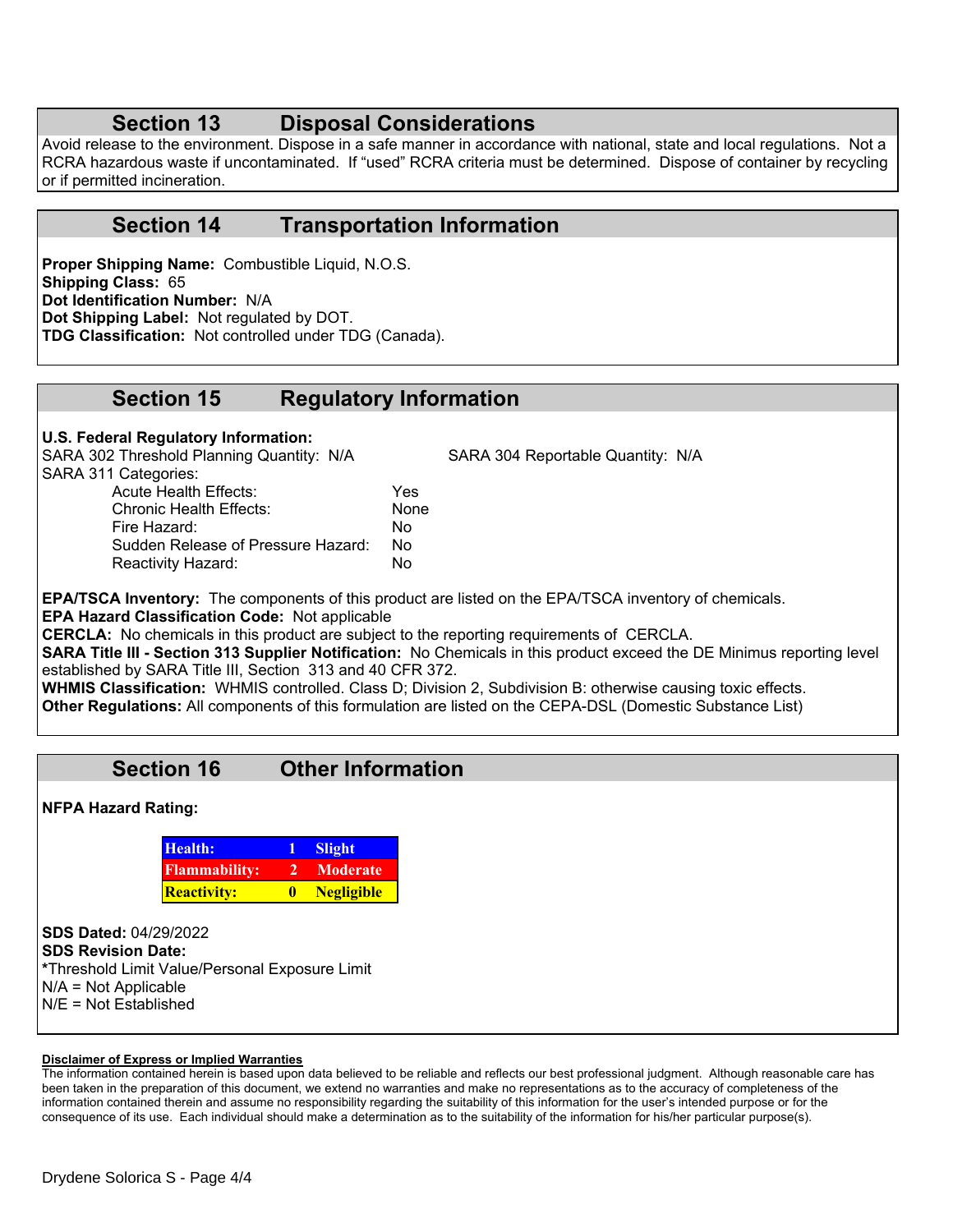## Section 13 Disposal Considerations

Avoid release to the environment. Dispose in a safe manner in accordance with national, state and local regulations. Not a RCRA hazardous waste if uncontaminated. If "used" RCRA criteria must be determined. Dispose of container by recycling or if permitted incineration.

## Section 14 Transportation Information

**Proper Shipping Name:** Combustible Liquid, N.O.S.
**Shipping Class:** 65
**Dot Identification Number:** N/A
**Dot Shipping Label:** Not regulated by DOT.
**TDG Classification:** Not controlled under TDG (Canada).

## Section 15 Regulatory Information

**U.S. Federal Regulatory Information:**

SARA 302 Threshold Planning Quantity: N/A

SARA 304 Reportable Quantity: N/A

SARA 311 Categories:

| | |
|---|---|
| Acute Health Effects: | Yes |
| Chronic Health Effects: | None |
| Fire Hazard: | No |
| Sudden Release of Pressure Hazard: | No |
| Reactivity Hazard: | No |

**EPA/TSCA Inventory:** The components of this product are listed on the EPA/TSCA inventory of chemicals.
**EPA Hazard Classification Code:** Not applicable
**CERCLA:** No chemicals in this product are subject to the reporting requirements of CERCLA.
**SARA Title III - Section 313 Supplier Notification:** No Chemicals in this product exceed the DE Minimus reporting level established by SARA Title III, Section 313 and 40 CFR 372.
**WHMIS Classification:** WHMIS controlled. Class D; Division 2, Subdivision B: otherwise causing toxic effects.
**Other Regulations:** All components of this formulation are listed on the CEPA-DSL (Domestic Substance List)

## Section 16 Other Information

**NFPA Hazard Rating:**

| | | |
|---|---|---|
| **Health:** | **1** | **Slight** |
| **Flammability:** | **2** | **Moderate** |
| **Reactivity:** | **0** | **Negligible** |

**SDS Dated:** 04/29/2022
**SDS Revision Date:**
**\***Threshold Limit Value/Personal Exposure Limit
N/A = Not Applicable
N/E = Not Established

**Disclaimer of Express or Implied Warranties**

The information contained herein is based upon data believed to be reliable and reflects our best professional judgment. Although reasonable care has been taken in the preparation of this document, we extend no warranties and make no representations as to the accuracy of completeness of the information contained therein and assume no responsibility regarding the suitability of this information for the user's intended purpose or for the consequence of its use. Each individual should make a determination as to the suitability of the information for his/her particular purpose(s).